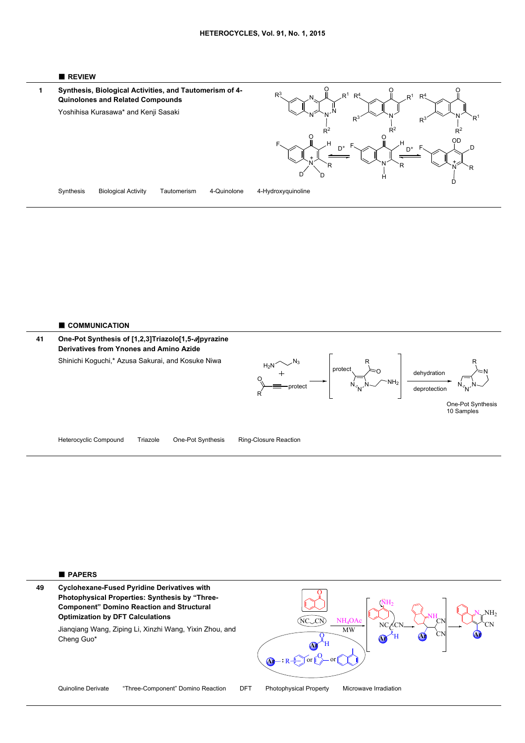## REVIEW

**1** **Synthesis, Biological Activities, and Tautomerism of 4-Quinolones and Related Compounds**

Yoshihisa Kurasawa* and Kenji Sasaki

Synthesis  Biological Activity  Tautomerism  4-Quinolone  4-Hydroxyquinoline

## COMMUNICATION

**41** **One-Pot Synthesis of [1,2,3]Triazolo[1,5-*a*]pyrazine Derivatives from Ynones and Amino Azide**

Shinichi Koguchi,* Azusa Sakurai, and Kosuke Niwa

Heterocyclic Compound  Triazole  One-Pot Synthesis  Ring-Closure Reaction

## PAPERS

**49** **Cyclohexane-Fused Pyridine Derivatives with Photophysical Properties: Synthesis by "Three-Component" Domino Reaction and Structural Optimization by DFT Calculations**

Jianqiang Wang, Ziping Li, Xinzhi Wang, Yixin Zhou, and Cheng Guo*

Quinoline Derivate  "Three-Component" Domino Reaction  DFT  Photophysical Property  Microwave Irradiation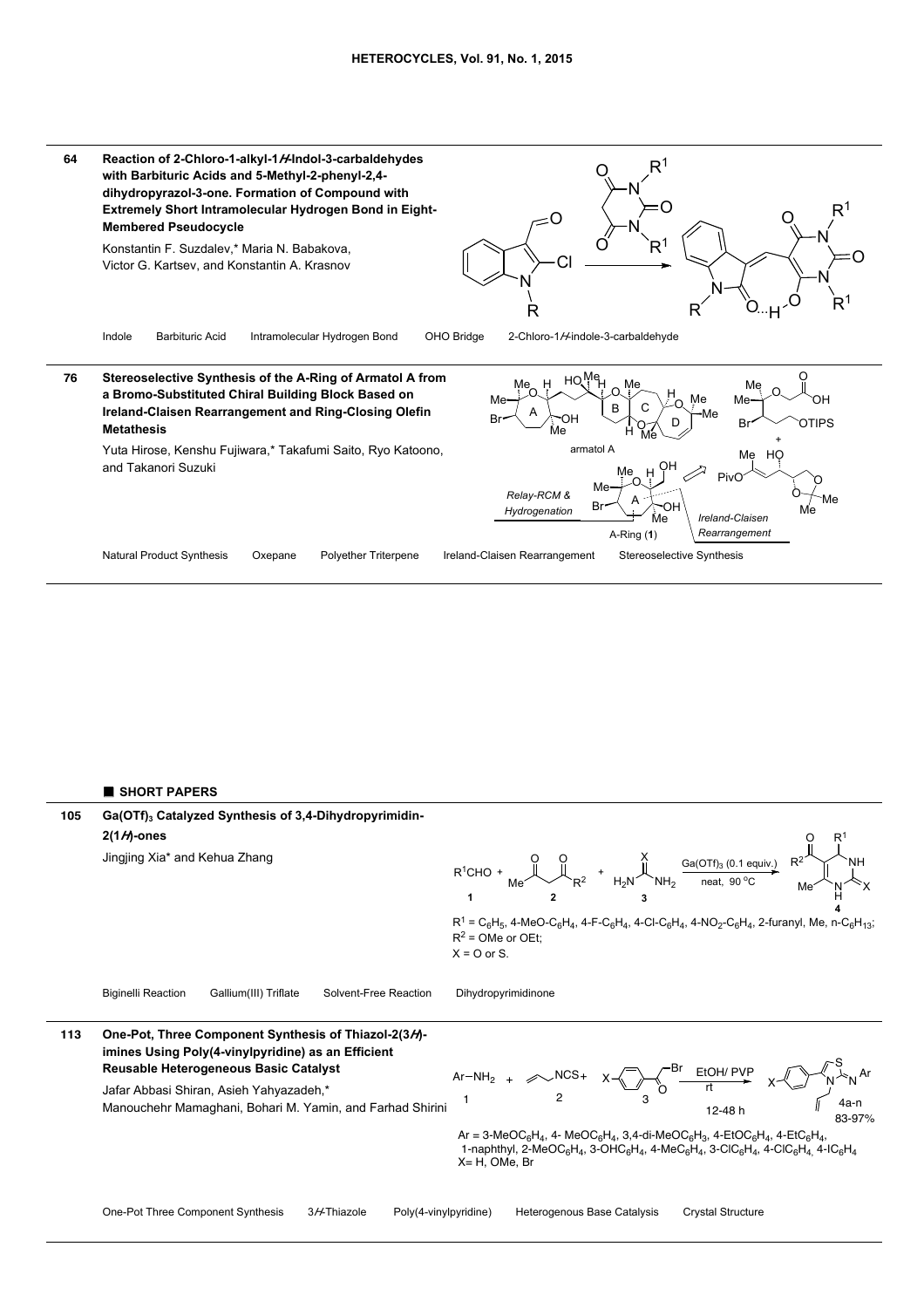**64** **Reaction of 2-Chloro-1-alkyl-1*H*-Indol-3-carbaldehydes with Barbituric Acids and 5-Methyl-2-phenyl-2,4-dihydropyrazol-3-one. Formation of Compound with Extremely Short Intramolecular Hydrogen Bond in Eight-Membered Pseudocycle**

Konstantin F. Suzdalev,* Maria N. Babakova, Victor G. Kartsev, and Konstantin A. Krasnov

Indole   Barbituric Acid   Intramolecular Hydrogen Bond   OHO Bridge   2-Chloro-1*H*-indole-3-carbaldehyde

---

**76** **Stereoselective Synthesis of the A-Ring of Armatol A from a Bromo-Substituted Chiral Building Block Based on Ireland-Claisen Rearrangement and Ring-Closing Olefin Metathesis**

Yuta Hirose, Kenshu Fujiwara,* Takafumi Saito, Ryo Katoono, and Takanori Suzuki

armatol A

*Relay-RCM & Hydrogenation*   A-Ring (**1**)   *Ireland-Claisen Rearrangement*

Natural Product Synthesis   Oxepane   Polyether Triterpene   Ireland-Claisen Rearrangement   Stereoselective Synthesis

---

## ■ SHORT PAPERS

**105** **Ga(OTf)$_3$ Catalyzed Synthesis of 3,4-Dihydropyrimidin-2(1*H*)-ones**

Jingjing Xia* and Kehua Zhang

$R^1CHO$ (**1**) + (**2**) + (**3**) $\xrightarrow[\text{neat, 90 °C}]{Ga(OTf)_3 \text{ (0.1 equiv.)}}$ **4**

$R^1$ = $C_6H_5$, 4-MeO-$C_6H_4$, 4-F-$C_6H_4$, 4-Cl-$C_6H_4$, 4-$NO_2$-$C_6H_4$, 2-furanyl, Me, n-$C_6H_{13}$;
$R^2$ = OMe or OEt;
X = O or S.

Biginelli Reaction   Gallium(III) Triflate   Solvent-Free Reaction   Dihydropyrimidinone

---

**113** **One-Pot, Three Component Synthesis of Thiazol-2(3*H*)-imines Using Poly(4-vinylpyridine) as an Efficient Reusable Heterogeneous Basic Catalyst**

Jafar Abbasi Shiran, Asieh Yahyazadeh,* Manouchehr Mamaghani, Bohari M. Yamin, and Farhad Shirini

$Ar-NH_2$ (1) + NCS (2) + (3) $\xrightarrow[\text{rt, 12-48 h}]{\text{EtOH/ PVP}}$ 4a-n 83-97%

Ar = 3-MeO$C_6H_4$, 4- MeO$C_6H_4$, 3,4-di-MeO$C_6H_3$, 4-EtO$C_6H_4$, 4-Et$C_6H_4$, 1-naphthyl, 2-MeO$C_6H_4$, 3-OH$C_6H_4$, 4-Me$C_6H_4$, 3-Cl$C_6H_4$, 4-Cl$C_6H_4$, 4-I$C_6H_4$
X= H, OMe, Br

One-Pot Three Component Synthesis   3*H*-Thiazole   Poly(4-vinylpyridine)   Heterogenous Base Catalysis   Crystal Structure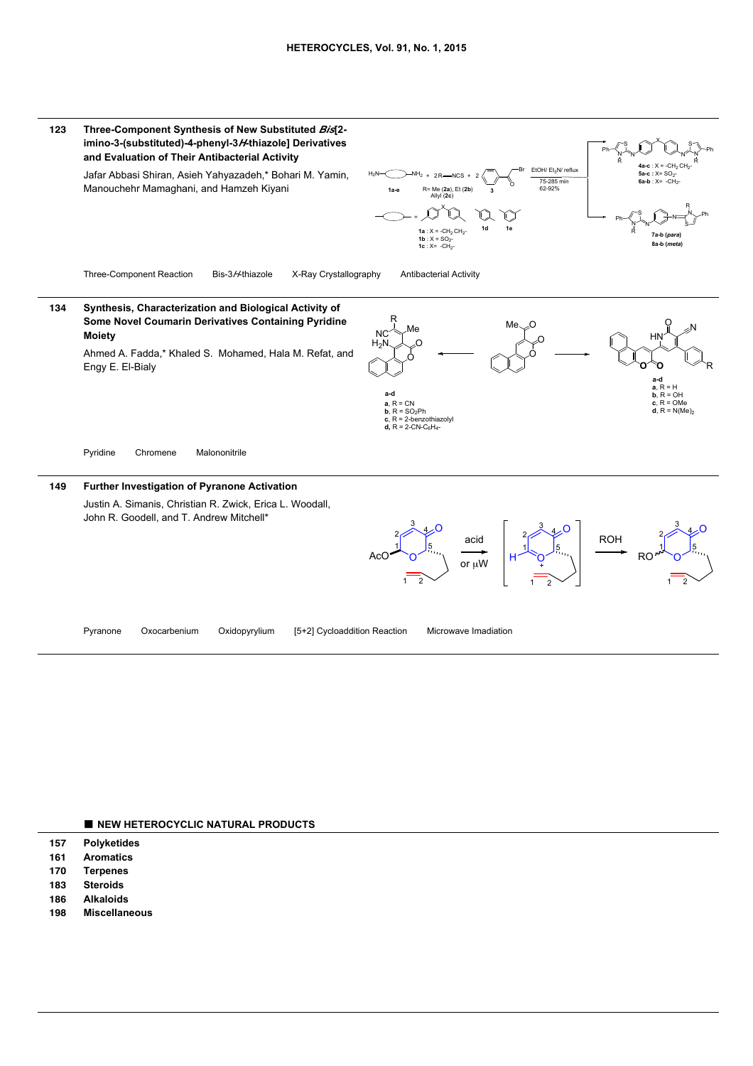**123** **Three-Component Synthesis of New Substituted *Bis*[2-imino-3-(substituted)-4-phenyl-3*H*-thiazole] Derivatives and Evaluation of Their Antibacterial Activity**

Jafar Abbasi Shiran, Asieh Yahyazadeh,* Bohari M. Yamin, Manouchehr Mamaghani, and Hamzeh Kiyani

Three-Component Reaction Bis-3*H*-thiazole X-Ray Crystallography Antibacterial Activity

---

**134** **Synthesis, Characterization and Biological Activity of Some Novel Coumarin Derivatives Containing Pyridine Moiety**

Ahmed A. Fadda,* Khaled S. Mohamed, Hala M. Refat, and Engy E. El-Bialy

Pyridine Chromene Malononitrile

---

**149** **Further Investigation of Pyranone Activation**

Justin A. Simanis, Christian R. Zwick, Erica L. Woodall, John R. Goodell, and T. Andrew Mitchell*

Pyranone Oxocarbenium Oxidopyrylium [5+2] Cycloaddition Reaction Microwave Imadiation

---

## ■ NEW HETEROCYCLIC NATURAL PRODUCTS

**157** **Polyketides**

**161** **Aromatics**

**170** **Terpenes**

**183** **Steroids**

**186** **Alkaloids**

**198** **Miscellaneous**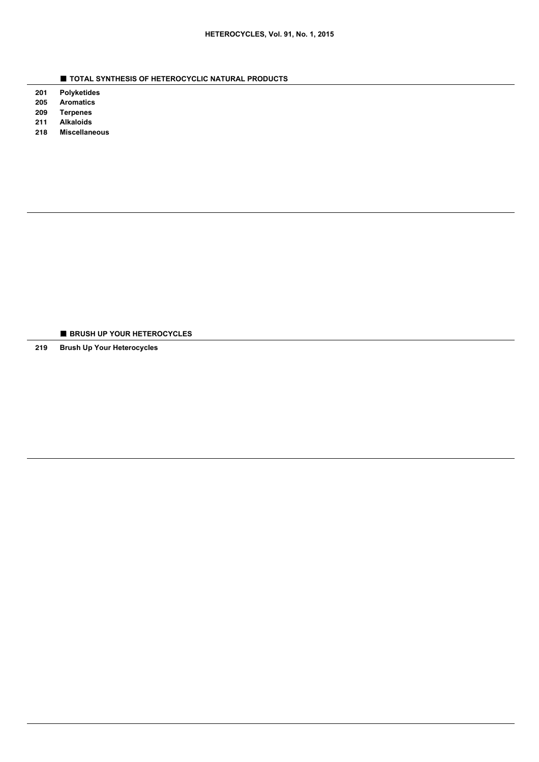## ■ TOTAL SYNTHESIS OF HETEROCYCLIC NATURAL PRODUCTS

201 **Polyketides**

205 **Aromatics**

209 **Terpenes**

211 **Alkaloids**

218 **Miscellaneous**

## ■ BRUSH UP YOUR HETEROCYCLES

219 **Brush Up Your Heterocycles**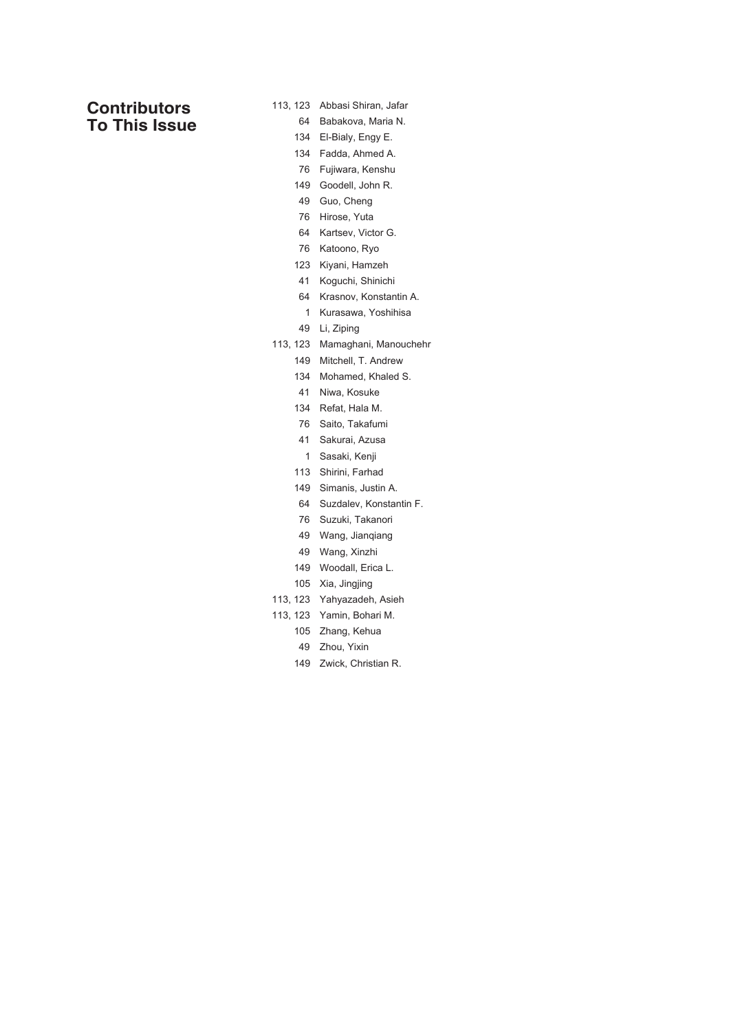# Contributors To This Issue

| | |
|---|---|
| 113, 123 | Abbasi Shiran, Jafar |
| 64 | Babakova, Maria N. |
| 134 | El-Bialy, Engy E. |
| 134 | Fadda, Ahmed A. |
| 76 | Fujiwara, Kenshu |
| 149 | Goodell, John R. |
| 49 | Guo, Cheng |
| 76 | Hirose, Yuta |
| 64 | Kartsev, Victor G. |
| 76 | Katoono, Ryo |
| 123 | Kiyani, Hamzeh |
| 41 | Koguchi, Shinichi |
| 64 | Krasnov, Konstantin A. |
| 1 | Kurasawa, Yoshihisa |
| 49 | Li, Ziping |
| 113, 123 | Mamaghani, Manouchehr |
| 149 | Mitchell, T. Andrew |
| 134 | Mohamed, Khaled S. |
| 41 | Niwa, Kosuke |
| 134 | Refat, Hala M. |
| 76 | Saito, Takafumi |
| 41 | Sakurai, Azusa |
| 1 | Sasaki, Kenji |
| 113 | Shirini, Farhad |
| 149 | Simanis, Justin A. |
| 64 | Suzdalev, Konstantin F. |
| 76 | Suzuki, Takanori |
| 49 | Wang, Jianqiang |
| 49 | Wang, Xinzhi |
| 149 | Woodall, Erica L. |
| 105 | Xia, Jingjing |
| 113, 123 | Yahyazadeh, Asieh |
| 113, 123 | Yamin, Bohari M. |
| 105 | Zhang, Kehua |
| 49 | Zhou, Yixin |
| 149 | Zwick, Christian R. |